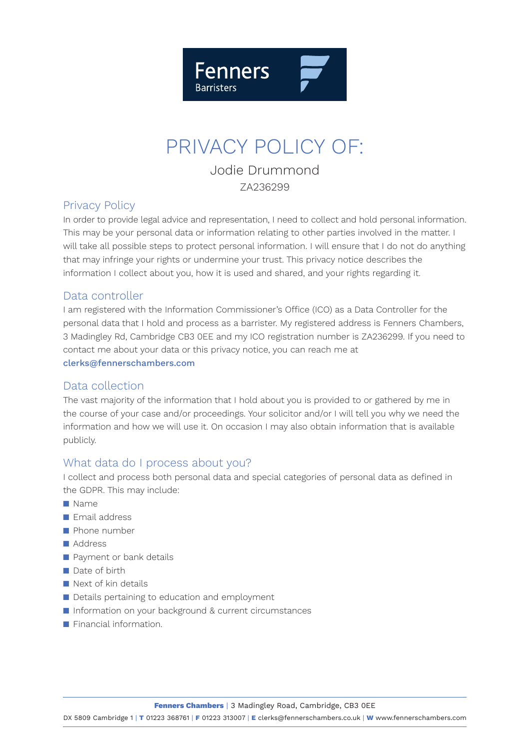Fenners Barristers

# PRIVACY POLICY OF:

Jodie Drummond

ZA236299

## Privacy Policy

In order to provide legal advice and representation, I need to collect and hold personal information. This may be your personal data or information relating to other parties involved in the matter. I will take all possible steps to protect personal information. I will ensure that I do not do anything that may infringe your rights or undermine your trust. This privacy notice describes the information I collect about you, how it is used and shared, and your rights regarding it.

## Data controller

I am registered with the Information Commissioner's Office (ICO) as a Data Controller for the personal data that I hold and process as a barrister. My registered address is Fenners Chambers, 3 Madingley Rd, Cambridge CB3 0EE and my ICO registration number is ZA236299. If you need to contact me about your data or this privacy notice, you can reach me at clerks@fennerschambers.com

## Data collection

The vast majority of the information that I hold about you is provided to or gathered by me in the course of your case and/or proceedings. Your solicitor and/or I will tell you why we need the information and how we will use it. On occasion I may also obtain information that is available publicly.

## What data do I process about you?

I collect and process both personal data and special categories of personal data as defined in the GDPR. This may include:

- Name
- Email address
- Phone number
- Address
- Payment or bank details
- Date of birth
- Next of kin details
- Details pertaining to education and employment
- Information on your background & current circumstances
- Financial information.

**Fenners Chambers** | 3 Madingley Road, Cambridge, CB3 0EE

DX 5809 Cambridge 1 | **T** 01223 368761 | **F** 01223 313007 | **E** clerks@fennerschambers.co.uk | **W** www.fennerschambers.com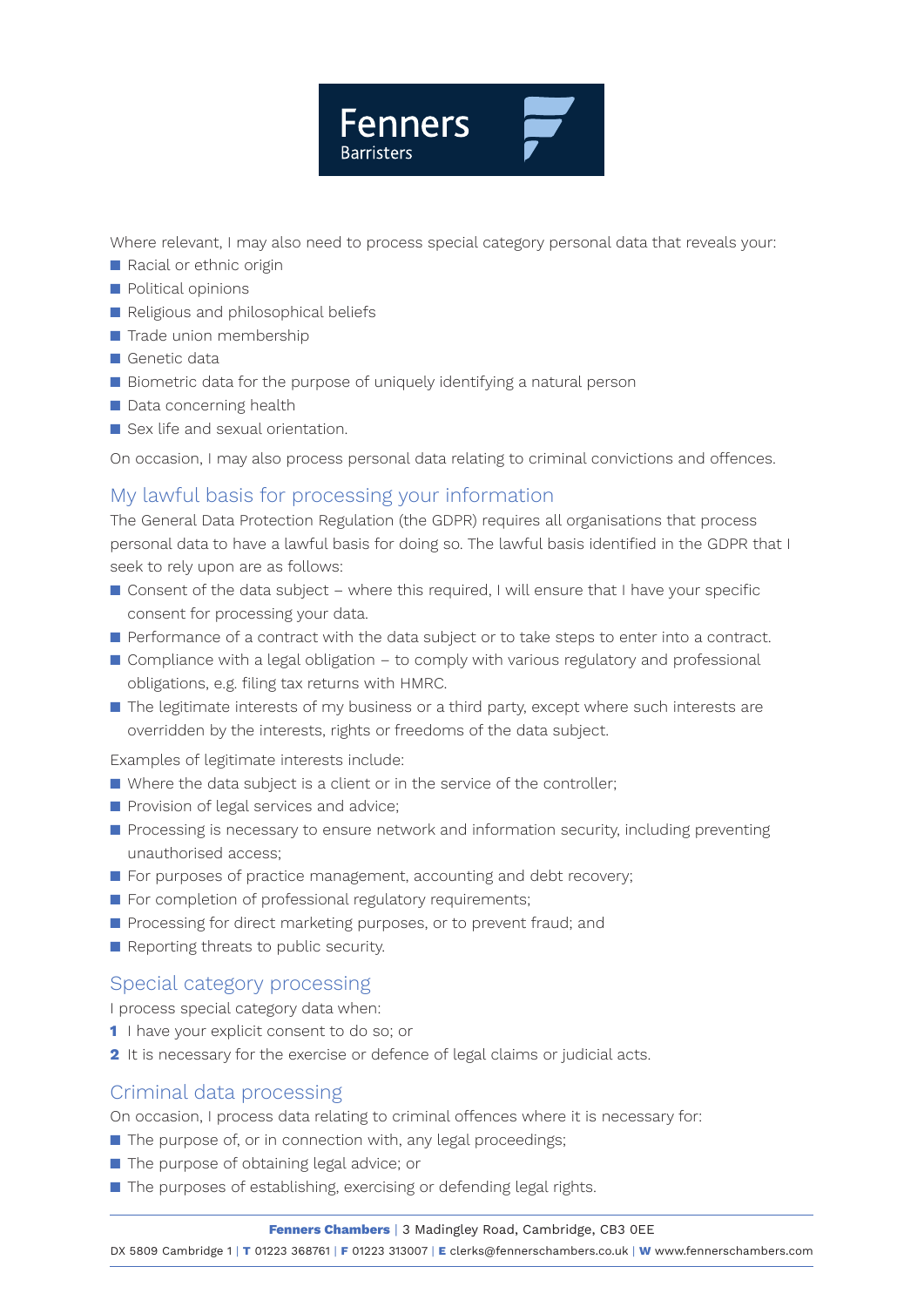Where relevant, I may also need to process special category personal data that reveals your:

- Racial or ethnic origin
- Political opinions
- Religious and philosophical beliefs
- Trade union membership
- Genetic data
- Biometric data for the purpose of uniquely identifying a natural person
- Data concerning health
- Sex life and sexual orientation.

On occasion, I may also process personal data relating to criminal convictions and offences.

## My lawful basis for processing your information

The General Data Protection Regulation (the GDPR) requires all organisations that process personal data to have a lawful basis for doing so. The lawful basis identified in the GDPR that I seek to rely upon are as follows:

- Consent of the data subject – where this required, I will ensure that I have your specific consent for processing your data.
- Performance of a contract with the data subject or to take steps to enter into a contract.
- Compliance with a legal obligation – to comply with various regulatory and professional obligations, e.g. filing tax returns with HMRC.
- The legitimate interests of my business or a third party, except where such interests are overridden by the interests, rights or freedoms of the data subject.

Examples of legitimate interests include:

- Where the data subject is a client or in the service of the controller;
- Provision of legal services and advice;
- Processing is necessary to ensure network and information security, including preventing unauthorised access;
- For purposes of practice management, accounting and debt recovery;
- For completion of professional regulatory requirements;
- Processing for direct marketing purposes, or to prevent fraud; and
- Reporting threats to public security.

## Special category processing

I process special category data when:

1. I have your explicit consent to do so; or
2. It is necessary for the exercise or defence of legal claims or judicial acts.

## Criminal data processing

On occasion, I process data relating to criminal offences where it is necessary for:

- The purpose of, or in connection with, any legal proceedings;
- The purpose of obtaining legal advice; or
- The purposes of establishing, exercising or defending legal rights.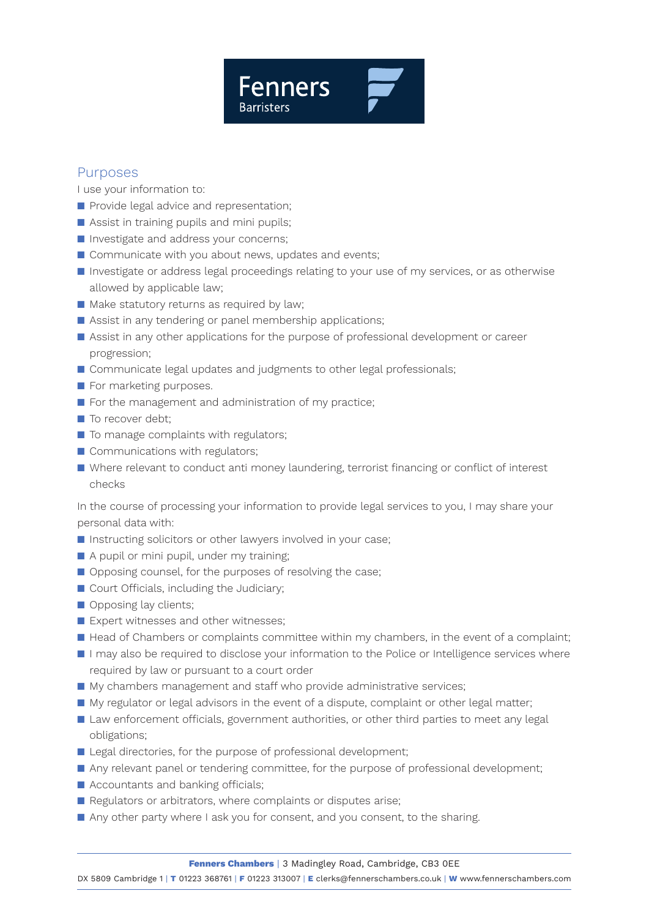## Purposes

I use your information to:

- Provide legal advice and representation;
- Assist in training pupils and mini pupils;
- Investigate and address your concerns;
- Communicate with you about news, updates and events;
- Investigate or address legal proceedings relating to your use of my services, or as otherwise allowed by applicable law;
- Make statutory returns as required by law;
- Assist in any tendering or panel membership applications;
- Assist in any other applications for the purpose of professional development or career progression;
- Communicate legal updates and judgments to other legal professionals;
- For marketing purposes.
- For the management and administration of my practice;
- To recover debt;
- To manage complaints with regulators;
- Communications with regulators;
- Where relevant to conduct anti money laundering, terrorist financing or conflict of interest checks

In the course of processing your information to provide legal services to you, I may share your personal data with:

- Instructing solicitors or other lawyers involved in your case;
- A pupil or mini pupil, under my training;
- Opposing counsel, for the purposes of resolving the case;
- Court Officials, including the Judiciary;
- Opposing lay clients;
- Expert witnesses and other witnesses;
- Head of Chambers or complaints committee within my chambers, in the event of a complaint;
- I may also be required to disclose your information to the Police or Intelligence services where required by law or pursuant to a court order
- My chambers management and staff who provide administrative services;
- My regulator or legal advisors in the event of a dispute, complaint or other legal matter;
- Law enforcement officials, government authorities, or other third parties to meet any legal obligations;
- Legal directories, for the purpose of professional development;
- Any relevant panel or tendering committee, for the purpose of professional development;
- Accountants and banking officials;
- Regulators or arbitrators, where complaints or disputes arise;
- Any other party where I ask you for consent, and you consent, to the sharing.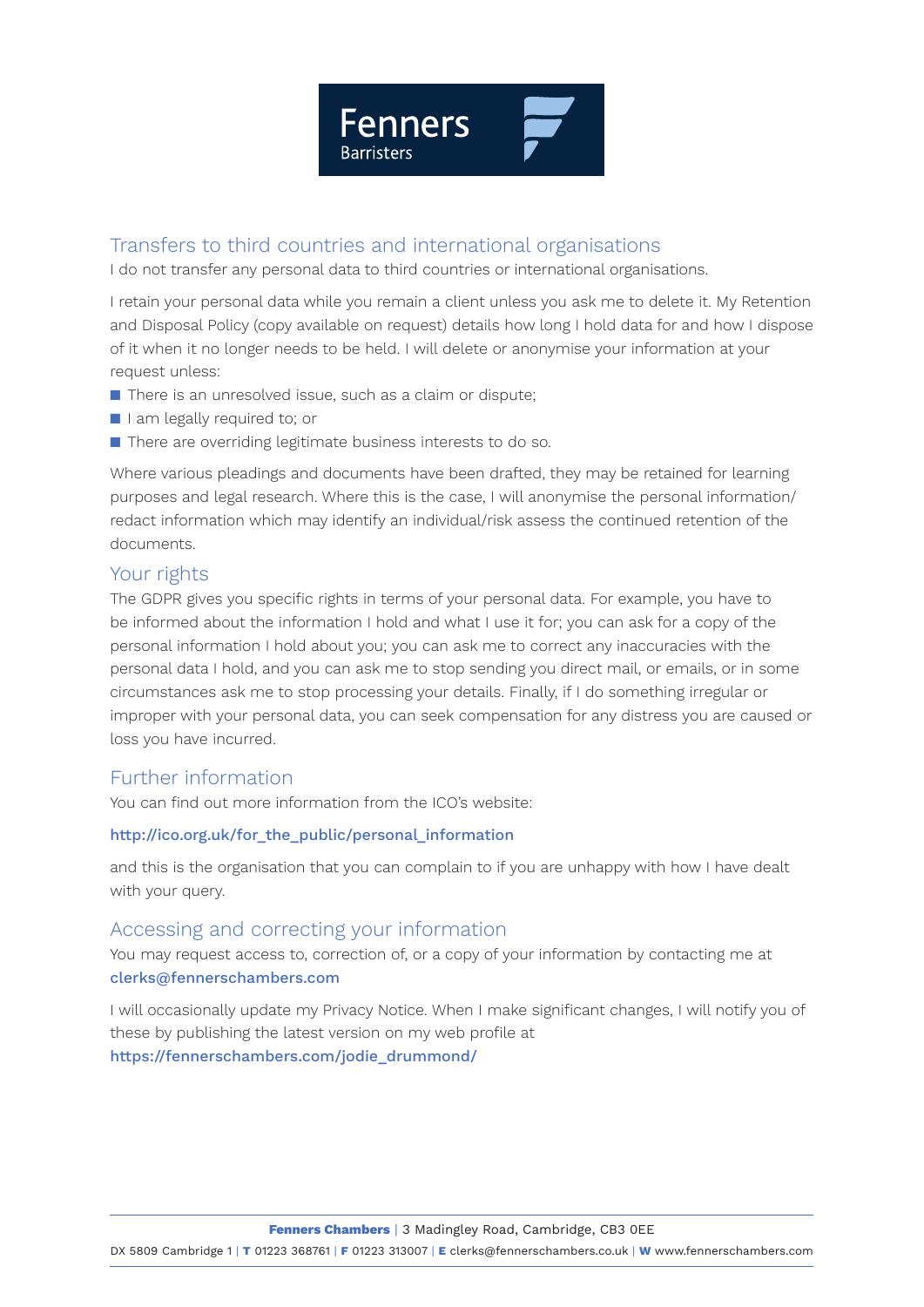## Transfers to third countries and international organisations

I do not transfer any personal data to third countries or international organisations.

I retain your personal data while you remain a client unless you ask me to delete it. My Retention and Disposal Policy (copy available on request) details how long I hold data for and how I dispose of it when it no longer needs to be held. I will delete or anonymise your information at your request unless:

- There is an unresolved issue, such as a claim or dispute;
- I am legally required to; or
- There are overriding legitimate business interests to do so.

Where various pleadings and documents have been drafted, they may be retained for learning purposes and legal research. Where this is the case, I will anonymise the personal information/ redact information which may identify an individual/risk assess the continued retention of the documents.

## Your rights

The GDPR gives you specific rights in terms of your personal data. For example, you have to be informed about the information I hold and what I use it for; you can ask for a copy of the personal information I hold about you; you can ask me to correct any inaccuracies with the personal data I hold, and you can ask me to stop sending you direct mail, or emails, or in some circumstances ask me to stop processing your details. Finally, if I do something irregular or improper with your personal data, you can seek compensation for any distress you are caused or loss you have incurred.

## Further information

You can find out more information from the ICO's website:

http://ico.org.uk/for_the_public/personal_information

and this is the organisation that you can complain to if you are unhappy with how I have dealt with your query.

## Accessing and correcting your information

You may request access to, correction of, or a copy of your information by contacting me at clerks@fennerschambers.com

I will occasionally update my Privacy Notice. When I make significant changes, I will notify you of these by publishing the latest version on my web profile at https://fennerschambers.com/jodie_drummond/